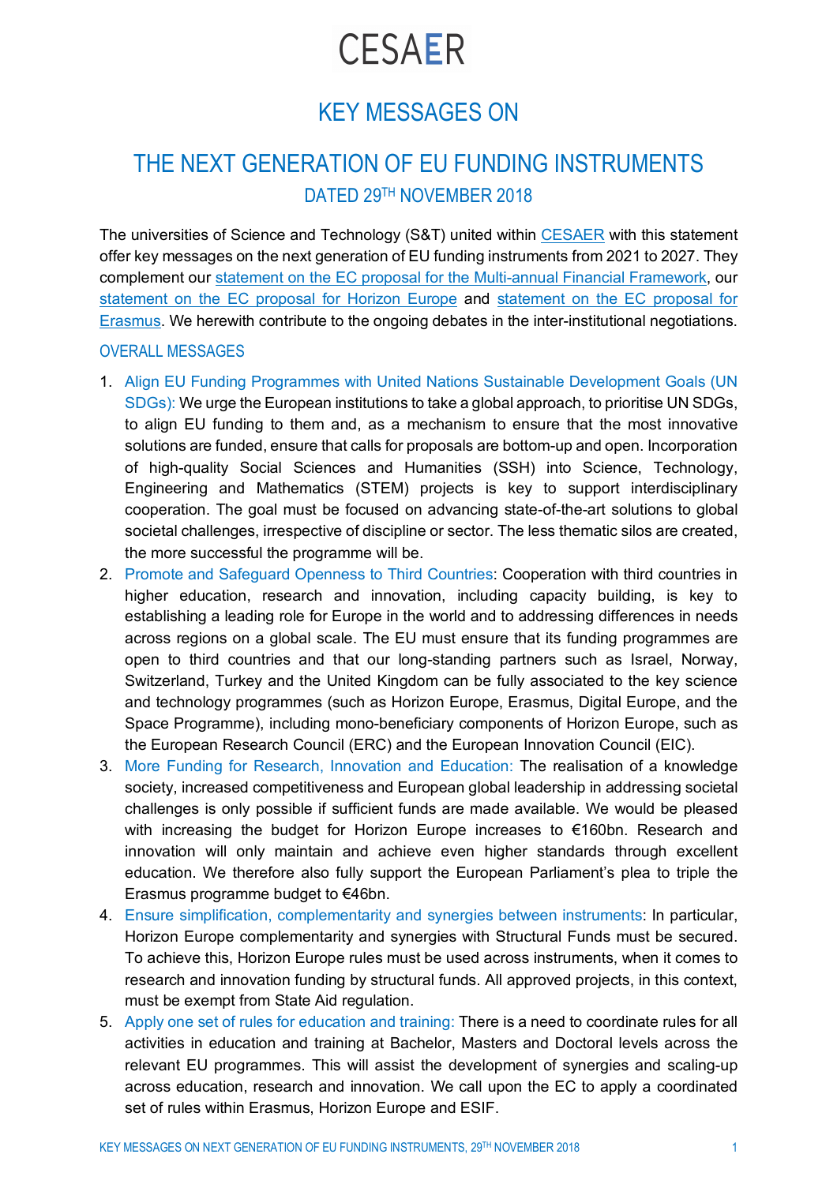# CESAER

## KEY MESSAGES ON

## THE NEXT GENERATION OF EU FUNDING INSTRUMENTS

### DATED 29TH NOVEMBER 2018

The universities of Science and Technology (S&T) united within CESAER with this statement offer key messages on the next generation of EU funding instruments from 2021 to 2027. They complement our statement on the EC proposal for the Multi-annual Financial Framework, our statement on the EC proposal for Horizon Europe and statement on the EC proposal for Erasmus. We herewith contribute to the ongoing debates in the inter-institutional negotiations.

### OVERALL MESSAGES

1. Align EU Funding Programmes with United Nations Sustainable Development Goals (UN SDGs): We urge the European institutions to take a global approach, to prioritise UN SDGs, to align EU funding to them and, as a mechanism to ensure that the most innovative solutions are funded, ensure that calls for proposals are bottom-up and open. Incorporation of high-quality Social Sciences and Humanities (SSH) into Science, Technology, Engineering and Mathematics (STEM) projects is key to support interdisciplinary cooperation. The goal must be focused on advancing state-of-the-art solutions to global societal challenges, irrespective of discipline or sector. The less thematic silos are created, the more successful the programme will be.
2. Promote and Safeguard Openness to Third Countries: Cooperation with third countries in higher education, research and innovation, including capacity building, is key to establishing a leading role for Europe in the world and to addressing differences in needs across regions on a global scale. The EU must ensure that its funding programmes are open to third countries and that our long-standing partners such as Israel, Norway, Switzerland, Turkey and the United Kingdom can be fully associated to the key science and technology programmes (such as Horizon Europe, Erasmus, Digital Europe, and the Space Programme), including mono-beneficiary components of Horizon Europe, such as the European Research Council (ERC) and the European Innovation Council (EIC).
3. More Funding for Research, Innovation and Education: The realisation of a knowledge society, increased competitiveness and European global leadership in addressing societal challenges is only possible if sufficient funds are made available. We would be pleased with increasing the budget for Horizon Europe increases to €160bn. Research and innovation will only maintain and achieve even higher standards through excellent education. We therefore also fully support the European Parliament's plea to triple the Erasmus programme budget to €46bn.
4. Ensure simplification, complementarity and synergies between instruments: In particular, Horizon Europe complementarity and synergies with Structural Funds must be secured. To achieve this, Horizon Europe rules must be used across instruments, when it comes to research and innovation funding by structural funds. All approved projects, in this context, must be exempt from State Aid regulation.
5. Apply one set of rules for education and training: There is a need to coordinate rules for all activities in education and training at Bachelor, Masters and Doctoral levels across the relevant EU programmes. This will assist the development of synergies and scaling-up across education, research and innovation. We call upon the EC to apply a coordinated set of rules within Erasmus, Horizon Europe and ESIF.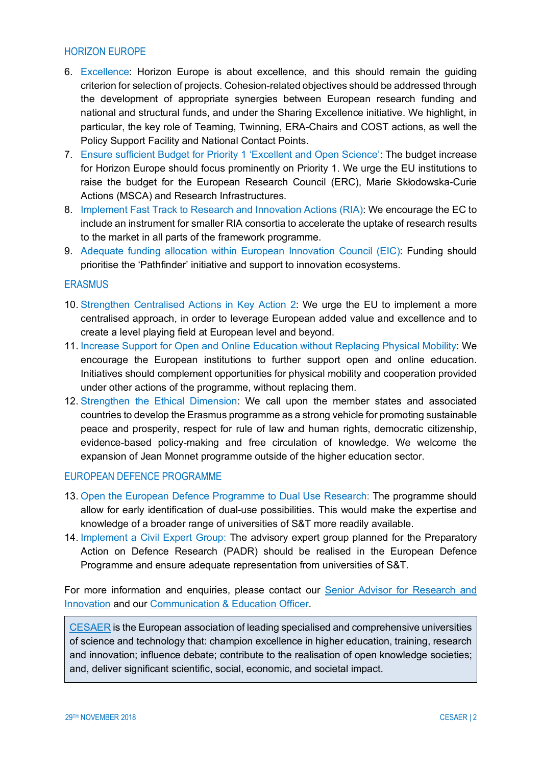## HORIZON EUROPE

6. Excellence: Horizon Europe is about excellence, and this should remain the guiding criterion for selection of projects. Cohesion-related objectives should be addressed through the development of appropriate synergies between European research funding and national and structural funds, and under the Sharing Excellence initiative. We highlight, in particular, the key role of Teaming, Twinning, ERA-Chairs and COST actions, as well the Policy Support Facility and National Contact Points.
7. Ensure sufficient Budget for Priority 1 'Excellent and Open Science': The budget increase for Horizon Europe should focus prominently on Priority 1. We urge the EU institutions to raise the budget for the European Research Council (ERC), Marie Skłodowska-Curie Actions (MSCA) and Research Infrastructures.
8. Implement Fast Track to Research and Innovation Actions (RIA): We encourage the EC to include an instrument for smaller RIA consortia to accelerate the uptake of research results to the market in all parts of the framework programme.
9. Adequate funding allocation within European Innovation Council (EIC): Funding should prioritise the 'Pathfinder' initiative and support to innovation ecosystems.

## ERASMUS

10. Strengthen Centralised Actions in Key Action 2: We urge the EU to implement a more centralised approach, in order to leverage European added value and excellence and to create a level playing field at European level and beyond.
11. Increase Support for Open and Online Education without Replacing Physical Mobility: We encourage the European institutions to further support open and online education. Initiatives should complement opportunities for physical mobility and cooperation provided under other actions of the programme, without replacing them.
12. Strengthen the Ethical Dimension: We call upon the member states and associated countries to develop the Erasmus programme as a strong vehicle for promoting sustainable peace and prosperity, respect for rule of law and human rights, democratic citizenship, evidence-based policy-making and free circulation of knowledge. We welcome the expansion of Jean Monnet programme outside of the higher education sector.

## EUROPEAN DEFENCE PROGRAMME

13. Open the European Defence Programme to Dual Use Research: The programme should allow for early identification of dual-use possibilities. This would make the expertise and knowledge of a broader range of universities of S&T more readily available.
14. Implement a Civil Expert Group: The advisory expert group planned for the Preparatory Action on Defence Research (PADR) should be realised in the European Defence Programme and ensure adequate representation from universities of S&T.

For more information and enquiries, please contact our Senior Advisor for Research and Innovation and our Communication & Education Officer.

CESAER is the European association of leading specialised and comprehensive universities of science and technology that: champion excellence in higher education, training, research and innovation; influence debate; contribute to the realisation of open knowledge societies; and, deliver significant scientific, social, economic, and societal impact.